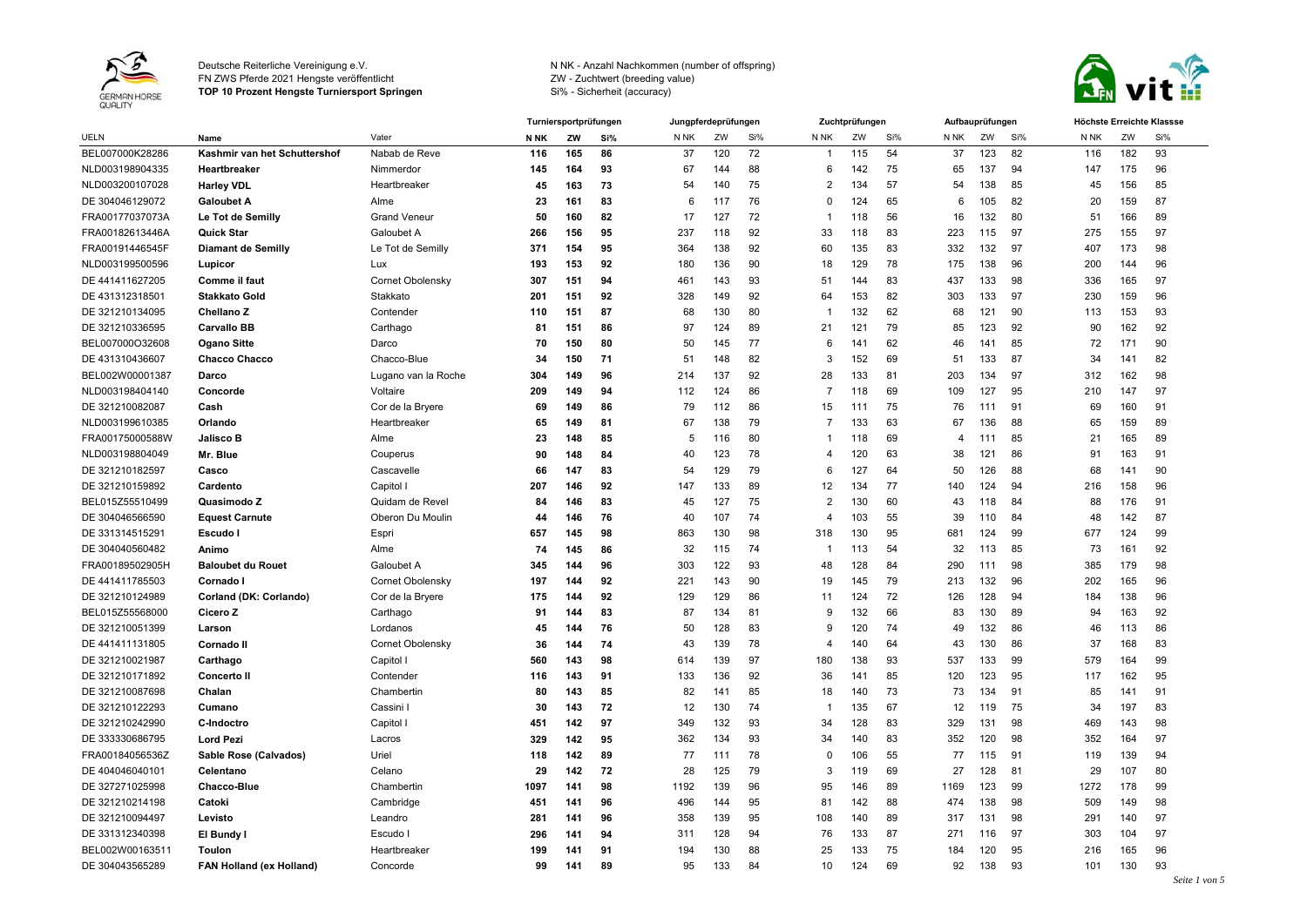Deutsche Reiterliche Vereinigung e.V.
FN ZWS Pferde 2021 Hengste veröffentlicht
**TOP 10 Prozent Hengste Turniersport Springen**

N NK - Anzahl Nachkommen (number of offspring)
ZW - Zuchtwert (breeding value)
Si% - Sicherheit (accuracy)

| | | | Turniersportprüfungen | | | Jungpferdeprüfungen | | | Zuchtprüfungen | | | Aufbauprüfungen | | | Höchste Erreichte Klassse | | |
|---|---|---|---|---|---|---|---|---|---|---|---|---|---|---|---|---|---|
| UELN | Name | Vater | N NK | ZW | Si% | N NK | ZW | Si% | N NK | ZW | Si% | N NK | ZW | Si% | N NK | ZW | Si% |
| BEL007000K28286 | **Kashmir van het Schuttershof** | Nabab de Reve | **116** | **165** | **86** | 37 | 120 | 72 | 1 | 115 | 54 | 37 | 123 | 82 | 116 | 182 | 93 |
| NLD003198904335 | **Heartbreaker** | Nimmerdor | **145** | **164** | **93** | 67 | 144 | 88 | 6 | 142 | 75 | 65 | 137 | 94 | 147 | 175 | 96 |
| NLD003200107028 | **Harley VDL** | Heartbreaker | **45** | **163** | **73** | 54 | 140 | 75 | 2 | 134 | 57 | 54 | 138 | 85 | 45 | 156 | 85 |
| DE 304046129072 | **Galoubet A** | Alme | **23** | **161** | **83** | 6 | 117 | 76 | 0 | 124 | 65 | 6 | 105 | 82 | 20 | 159 | 87 |
| FRA00177037073A | **Le Tot de Semilly** | Grand Veneur | **50** | **160** | **82** | 17 | 127 | 72 | 1 | 118 | 56 | 16 | 132 | 80 | 51 | 166 | 89 |
| FRA00182613446A | **Quick Star** | Galoubet A | **266** | **156** | **95** | 237 | 118 | 92 | 33 | 118 | 83 | 223 | 115 | 97 | 275 | 155 | 97 |
| FRA00191446545F | **Diamant de Semilly** | Le Tot de Semilly | **371** | **154** | **95** | 364 | 138 | 92 | 60 | 135 | 83 | 332 | 132 | 97 | 407 | 173 | 98 |
| NLD003199500596 | **Lupicor** | Lux | **193** | **153** | **92** | 180 | 136 | 90 | 18 | 129 | 78 | 175 | 138 | 96 | 200 | 144 | 96 |
| DE 441411627205 | **Comme il faut** | Cornet Obolensky | **307** | **151** | **94** | 461 | 143 | 93 | 51 | 144 | 83 | 437 | 133 | 98 | 336 | 165 | 97 |
| DE 431312318501 | **Stakkato Gold** | Stakkato | **201** | **151** | **92** | 328 | 149 | 92 | 64 | 153 | 82 | 303 | 133 | 97 | 230 | 159 | 96 |
| DE 321210134095 | **Chellano Z** | Contender | **110** | **151** | **87** | 68 | 130 | 80 | 1 | 132 | 62 | 68 | 121 | 90 | 113 | 153 | 93 |
| DE 321210336595 | **Carvallo BB** | Carthago | **81** | **151** | **86** | 97 | 124 | 89 | 21 | 121 | 79 | 85 | 123 | 92 | 90 | 162 | 92 |
| BEL007000O32608 | **Ogano Sitte** | Darco | **70** | **150** | **80** | 50 | 145 | 77 | 6 | 141 | 62 | 46 | 141 | 85 | 72 | 171 | 90 |
| DE 431310436607 | **Chacco Chacco** | Chacco-Blue | **34** | **150** | **71** | 51 | 148 | 82 | 3 | 152 | 69 | 51 | 133 | 87 | 34 | 141 | 82 |
| BEL002W00001387 | **Darco** | Lugano van la Roche | **304** | **149** | **96** | 214 | 137 | 92 | 28 | 133 | 81 | 203 | 134 | 97 | 312 | 162 | 98 |
| NLD003198404140 | **Concorde** | Voltaire | **209** | **149** | **94** | 112 | 124 | 86 | 7 | 118 | 69 | 109 | 127 | 95 | 210 | 147 | 97 |
| DE 321210082087 | **Cash** | Cor de la Bryere | **69** | **149** | **86** | 79 | 112 | 86 | 15 | 111 | 75 | 76 | 111 | 91 | 69 | 160 | 91 |
| NLD003199610385 | **Orlando** | Heartbreaker | **65** | **149** | **81** | 67 | 138 | 79 | 7 | 133 | 63 | 67 | 136 | 88 | 65 | 159 | 89 |
| FRA00175000588W | **Jalisco B** | Alme | **23** | **148** | **85** | 5 | 116 | 80 | 1 | 118 | 69 | 4 | 111 | 85 | 21 | 165 | 89 |
| NLD003198804049 | **Mr. Blue** | Couperus | **90** | **148** | **84** | 40 | 123 | 78 | 4 | 120 | 63 | 38 | 121 | 86 | 91 | 163 | 91 |
| DE 321210182597 | **Casco** | Cascavelle | **66** | **147** | **83** | 54 | 129 | 79 | 6 | 127 | 64 | 50 | 126 | 88 | 68 | 141 | 90 |
| DE 321210159892 | **Cardento** | Capitol I | **207** | **146** | **92** | 147 | 133 | 89 | 12 | 134 | 77 | 140 | 124 | 94 | 216 | 158 | 96 |
| BEL015Z55510499 | **Quasimodo Z** | Quidam de Revel | **84** | **146** | **83** | 45 | 127 | 75 | 2 | 130 | 60 | 43 | 118 | 84 | 88 | 176 | 91 |
| DE 304046566590 | **Equest Carnute** | Oberon Du Moulin | **44** | **146** | **76** | 40 | 107 | 74 | 4 | 103 | 55 | 39 | 110 | 84 | 48 | 142 | 87 |
| DE 331314515291 | **Escudo I** | Espri | **657** | **145** | **98** | 863 | 130 | 98 | 318 | 130 | 95 | 681 | 124 | 99 | 677 | 124 | 99 |
| DE 304040560482 | **Animo** | Alme | **74** | **145** | **86** | 32 | 115 | 74 | 1 | 113 | 54 | 32 | 113 | 85 | 73 | 161 | 92 |
| FRA00189502905H | **Baloubet du Rouet** | Galoubet A | **345** | **144** | **96** | 303 | 122 | 93 | 48 | 128 | 84 | 290 | 111 | 98 | 385 | 179 | 98 |
| DE 441411785503 | **Cornado I** | Cornet Obolensky | **197** | **144** | **92** | 221 | 143 | 90 | 19 | 145 | 79 | 213 | 132 | 96 | 202 | 165 | 96 |
| DE 321210124989 | **Corland (DK: Corlando)** | Cor de la Bryere | **175** | **144** | **92** | 129 | 129 | 86 | 11 | 124 | 72 | 126 | 128 | 94 | 184 | 138 | 96 |
| BEL015Z55568000 | **Cicero Z** | Carthago | **91** | **144** | **83** | 87 | 134 | 81 | 9 | 132 | 66 | 83 | 130 | 89 | 94 | 163 | 92 |
| DE 321210051399 | **Larson** | Lordanos | **45** | **144** | **76** | 50 | 128 | 83 | 9 | 120 | 74 | 49 | 132 | 86 | 46 | 113 | 86 |
| DE 441411131805 | **Cornado II** | Cornet Obolensky | **36** | **144** | **74** | 43 | 139 | 78 | 4 | 140 | 64 | 43 | 130 | 86 | 37 | 168 | 83 |
| DE 321210021987 | **Carthago** | Capitol I | **560** | **143** | **98** | 614 | 139 | 97 | 180 | 138 | 93 | 537 | 133 | 99 | 579 | 164 | 99 |
| DE 321210171892 | **Concerto II** | Contender | **116** | **143** | **91** | 133 | 136 | 92 | 36 | 141 | 85 | 120 | 123 | 95 | 117 | 162 | 95 |
| DE 321210087698 | **Chalan** | Chambertin | **80** | **143** | **85** | 82 | 141 | 85 | 18 | 140 | 73 | 73 | 134 | 91 | 85 | 141 | 91 |
| DE 321210122293 | **Cumano** | Cassini I | **30** | **143** | **72** | 12 | 130 | 74 | 1 | 135 | 67 | 12 | 119 | 75 | 34 | 197 | 83 |
| DE 321210242990 | **C-Indoctro** | Capitol I | **451** | **142** | **97** | 349 | 132 | 93 | 34 | 128 | 83 | 329 | 131 | 98 | 469 | 143 | 98 |
| DE 333330686795 | **Lord Pezi** | Lacros | **329** | **142** | **95** | 362 | 134 | 93 | 34 | 140 | 83 | 352 | 120 | 98 | 352 | 164 | 97 |
| FRA00184056536Z | **Sable Rose (Calvados)** | Uriel | **118** | **142** | **89** | 77 | 111 | 78 | 0 | 106 | 55 | 77 | 115 | 91 | 119 | 139 | 94 |
| DE 404046040101 | **Celentano** | Celano | **29** | **142** | **72** | 28 | 125 | 79 | 3 | 119 | 69 | 27 | 128 | 81 | 29 | 107 | 80 |
| DE 327271025998 | **Chacco-Blue** | Chambertin | **1097** | **141** | **98** | 1192 | 139 | 96 | 95 | 146 | 89 | 1169 | 123 | 99 | 1272 | 178 | 99 |
| DE 321210214198 | **Catoki** | Cambridge | **451** | **141** | **96** | 496 | 144 | 95 | 81 | 142 | 88 | 474 | 138 | 98 | 509 | 149 | 98 |
| DE 321210094497 | **Levisto** | Leandro | **281** | **141** | **96** | 358 | 139 | 95 | 108 | 140 | 89 | 317 | 131 | 98 | 291 | 140 | 97 |
| DE 331312340398 | **El Bundy I** | Escudo I | **296** | **141** | **94** | 311 | 128 | 94 | 76 | 133 | 87 | 271 | 116 | 97 | 303 | 104 | 97 |
| BEL002W00163511 | **Toulon** | Heartbreaker | **199** | **141** | **91** | 194 | 130 | 88 | 25 | 133 | 75 | 184 | 120 | 95 | 216 | 165 | 96 |
| DE 304043565289 | **FAN Holland (ex Holland)** | Concorde | **99** | **141** | **89** | 95 | 133 | 84 | 10 | 124 | 69 | 92 | 138 | 93 | 101 | 130 | 93 |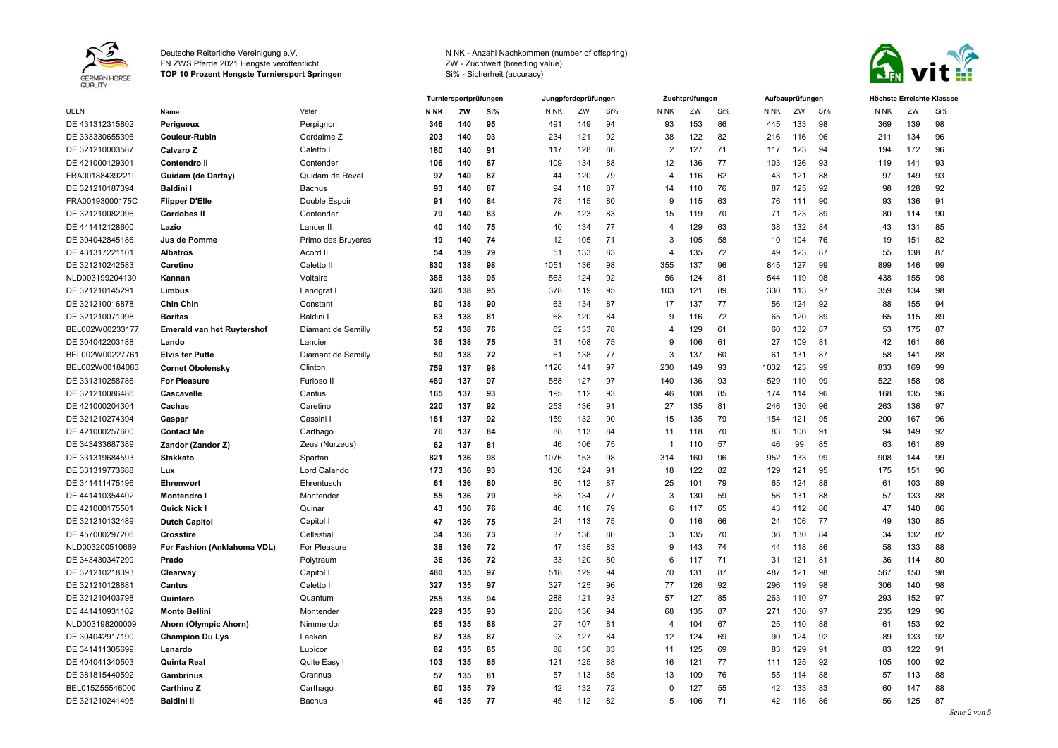Deutsche Reiterliche Vereinigung e.V.
FN ZWS Pferde 2021 Hengste veröffentlicht
**TOP 10 Prozent Hengste Turniersport Springen**

N NK - Anzahl Nachkommen (number of offspring)
ZW - Zuchtwert (breeding value)
Si% - Sicherheit (accuracy)

| | | | Turniersportprüfungen | | | Jungpferdeprüfungen | | | Zuchtprüfungen | | | Aufbauprüfungen | | | Höchste Erreichte Klassse | | |
|---|---|---|---|---|---|---|---|---|---|---|---|---|---|---|---|---|---|
| UELN | Name | Vater | N NK | ZW | Si% | N NK | ZW | Si% | N NK | ZW | Si% | N NK | ZW | Si% | N NK | ZW | Si% |
| DE 431312315802 | **Perigueux** | Perpignon | **346** | **140** | **95** | 491 | 149 | 94 | 93 | 153 | 86 | 445 | 133 | 98 | 369 | 139 | 98 |
| DE 333330655396 | **Couleur-Rubin** | Cordalme Z | **203** | **140** | **93** | 234 | 121 | 92 | 38 | 122 | 82 | 216 | 116 | 96 | 211 | 134 | 96 |
| DE 321210003587 | **Calvaro Z** | Caletto I | **180** | **140** | **91** | 117 | 128 | 86 | 2 | 127 | 71 | 117 | 123 | 94 | 194 | 172 | 96 |
| DE 421000129301 | **Contendro II** | Contender | **106** | **140** | **87** | 109 | 134 | 88 | 12 | 136 | 77 | 103 | 126 | 93 | 119 | 141 | 93 |
| FRA00188439221L | **Guidam (de Dartay)** | Quidam de Revel | **97** | **140** | **87** | 44 | 120 | 79 | 4 | 116 | 62 | 43 | 121 | 88 | 97 | 149 | 93 |
| DE 321210187394 | **Baldini I** | Bachus | **93** | **140** | **87** | 94 | 118 | 87 | 14 | 110 | 76 | 87 | 125 | 92 | 98 | 128 | 92 |
| FRA00193000175C | **Flipper D'Elle** | Double Espoir | **91** | **140** | **84** | 78 | 115 | 80 | 9 | 115 | 63 | 76 | 111 | 90 | 93 | 136 | 91 |
| DE 321210082096 | **Cordobes II** | Contender | **79** | **140** | **83** | 76 | 123 | 83 | 15 | 119 | 70 | 71 | 123 | 89 | 80 | 114 | 90 |
| DE 441412128600 | **Lazio** | Lancer II | **40** | **140** | **75** | 40 | 134 | 77 | 4 | 129 | 63 | 38 | 132 | 84 | 43 | 131 | 85 |
| DE 304042845186 | **Jus de Pomme** | Primo des Bruyeres | **19** | **140** | **74** | 12 | 105 | 71 | 3 | 105 | 58 | 10 | 104 | 76 | 19 | 151 | 82 |
| DE 431317221101 | **Albatros** | Acord II | **54** | **139** | **79** | 51 | 133 | 83 | 4 | 135 | 72 | 49 | 123 | 87 | 55 | 138 | 87 |
| DE 321210242583 | **Caretino** | Caletto II | **830** | **138** | **98** | 1051 | 136 | 98 | 355 | 137 | 96 | 845 | 127 | 99 | 899 | 146 | 99 |
| NLD003199204130 | **Kannan** | Voltaire | **388** | **138** | **95** | 563 | 124 | 92 | 56 | 124 | 81 | 544 | 119 | 98 | 438 | 155 | 98 |
| DE 321210145291 | **Limbus** | Landgraf I | **326** | **138** | **95** | 378 | 119 | 95 | 103 | 121 | 89 | 330 | 113 | 97 | 359 | 134 | 98 |
| DE 321210016878 | **Chin Chin** | Constant | **80** | **138** | **90** | 63 | 134 | 87 | 17 | 137 | 77 | 56 | 124 | 92 | 88 | 155 | 94 |
| DE 321210071998 | **Boritas** | Baldini I | **63** | **138** | **81** | 68 | 120 | 84 | 9 | 116 | 72 | 65 | 120 | 89 | 65 | 115 | 89 |
| BEL002W00233177 | **Emerald van het Ruytershof** | Diamant de Semilly | **52** | **138** | **76** | 62 | 133 | 78 | 4 | 129 | 61 | 60 | 132 | 87 | 53 | 175 | 87 |
| DE 304042203188 | **Lando** | Lancier | **36** | **138** | **75** | 31 | 108 | 75 | 9 | 106 | 61 | 27 | 109 | 81 | 42 | 161 | 86 |
| BEL002W00227761 | **Elvis ter Putte** | Diamant de Semilly | **50** | **138** | **72** | 61 | 138 | 77 | 3 | 137 | 60 | 61 | 131 | 87 | 58 | 141 | 88 |
| BEL002W00184083 | **Cornet Obolensky** | Clinton | **759** | **137** | **98** | 1120 | 141 | 97 | 230 | 149 | 93 | 1032 | 123 | 99 | 833 | 169 | 99 |
| DE 331310258786 | **For Pleasure** | Furioso II | **489** | **137** | **97** | 588 | 127 | 97 | 140 | 136 | 93 | 529 | 110 | 99 | 522 | 158 | 98 |
| DE 321210086486 | **Cascavelle** | Cantus | **165** | **137** | **93** | 195 | 112 | 93 | 46 | 108 | 85 | 174 | 114 | 96 | 168 | 135 | 96 |
| DE 421000204304 | **Cachas** | Caretino | **220** | **137** | **92** | 253 | 136 | 91 | 27 | 135 | 81 | 246 | 130 | 96 | 263 | 136 | 97 |
| DE 321210274394 | **Caspar** | Cassini I | **181** | **137** | **92** | 159 | 132 | 90 | 15 | 135 | 79 | 154 | 121 | 95 | 200 | 167 | 96 |
| DE 421000257600 | **Contact Me** | Carthago | **76** | **137** | **84** | 88 | 113 | 84 | 11 | 118 | 70 | 83 | 106 | 91 | 94 | 149 | 92 |
| DE 343433687389 | **Zandor (Zandor Z)** | Zeus (Nurzeus) | **62** | **137** | **81** | 46 | 106 | 75 | 1 | 110 | 57 | 46 | 99 | 85 | 63 | 161 | 89 |
| DE 331319684593 | **Stakkato** | Spartan | **821** | **136** | **98** | 1076 | 153 | 98 | 314 | 160 | 96 | 952 | 133 | 99 | 908 | 144 | 99 |
| DE 331319773688 | **Lux** | Lord Calando | **173** | **136** | **93** | 136 | 124 | 91 | 18 | 122 | 82 | 129 | 121 | 95 | 175 | 151 | 96 |
| DE 341411475196 | **Ehrenwort** | Ehrentusch | **61** | **136** | **80** | 80 | 112 | 87 | 25 | 101 | 79 | 65 | 124 | 88 | 61 | 103 | 89 |
| DE 441410354402 | **Montendro I** | Montender | **55** | **136** | **79** | 58 | 134 | 77 | 3 | 130 | 59 | 56 | 131 | 88 | 57 | 133 | 88 |
| DE 421000175501 | **Quick Nick I** | Quinar | **43** | **136** | **76** | 46 | 116 | 79 | 6 | 117 | 65 | 43 | 112 | 86 | 47 | 140 | 86 |
| DE 321210132489 | **Dutch Capitol** | Capitol I | **47** | **136** | **75** | 24 | 113 | 75 | 0 | 116 | 66 | 24 | 106 | 77 | 49 | 130 | 85 |
| DE 457000297206 | **Crossfire** | Cellestial | **34** | **136** | **73** | 37 | 136 | 80 | 3 | 135 | 70 | 36 | 130 | 84 | 34 | 132 | 82 |
| NLD003200510669 | **For Fashion (Anklahoma VDL)** | For Pleasure | **38** | **136** | **72** | 47 | 135 | 83 | 9 | 143 | 74 | 44 | 118 | 86 | 58 | 133 | 88 |
| DE 343430347299 | **Prado** | Polytraum | **36** | **136** | **72** | 33 | 120 | 80 | 6 | 117 | 71 | 31 | 121 | 81 | 36 | 114 | 80 |
| DE 321210218393 | **Clearway** | Capitol I | **480** | **135** | **97** | 518 | 129 | 94 | 70 | 131 | 87 | 487 | 121 | 98 | 567 | 150 | 98 |
| DE 321210128881 | **Cantus** | Caletto I | **327** | **135** | **97** | 327 | 125 | 96 | 77 | 126 | 92 | 296 | 119 | 98 | 306 | 140 | 98 |
| DE 321210403798 | **Quintero** | Quantum | **255** | **135** | **94** | 288 | 121 | 93 | 57 | 127 | 85 | 263 | 110 | 97 | 293 | 152 | 97 |
| DE 441410931102 | **Monte Bellini** | Montender | **229** | **135** | **93** | 288 | 136 | 94 | 68 | 135 | 87 | 271 | 130 | 97 | 235 | 129 | 96 |
| NLD003198200009 | **Ahorn (Olympic Ahorn)** | Nimmerdor | **65** | **135** | **88** | 27 | 107 | 81 | 4 | 104 | 67 | 25 | 110 | 88 | 61 | 153 | 92 |
| DE 304042917190 | **Champion Du Lys** | Laeken | **87** | **135** | **87** | 93 | 127 | 84 | 12 | 124 | 69 | 90 | 124 | 92 | 89 | 133 | 92 |
| DE 341411305699 | **Lenardo** | Lupicor | **82** | **135** | **85** | 88 | 130 | 83 | 11 | 125 | 69 | 83 | 129 | 91 | 83 | 122 | 91 |
| DE 404041340503 | **Quinta Real** | Quite Easy I | **103** | **135** | **85** | 121 | 125 | 88 | 16 | 121 | 77 | 111 | 125 | 92 | 105 | 100 | 92 |
| DE 381815440592 | **Gambrinus** | Grannus | **57** | **135** | **81** | 57 | 113 | 85 | 13 | 109 | 76 | 55 | 114 | 88 | 57 | 113 | 88 |
| BEL015Z55546000 | **Carthino Z** | Carthago | **60** | **135** | **79** | 42 | 132 | 72 | 0 | 127 | 55 | 42 | 133 | 83 | 60 | 147 | 88 |
| DE 321210241495 | **Baldini II** | Bachus | **46** | **135** | **77** | 45 | 112 | 82 | 5 | 106 | 71 | 42 | 116 | 86 | 56 | 125 | 87 |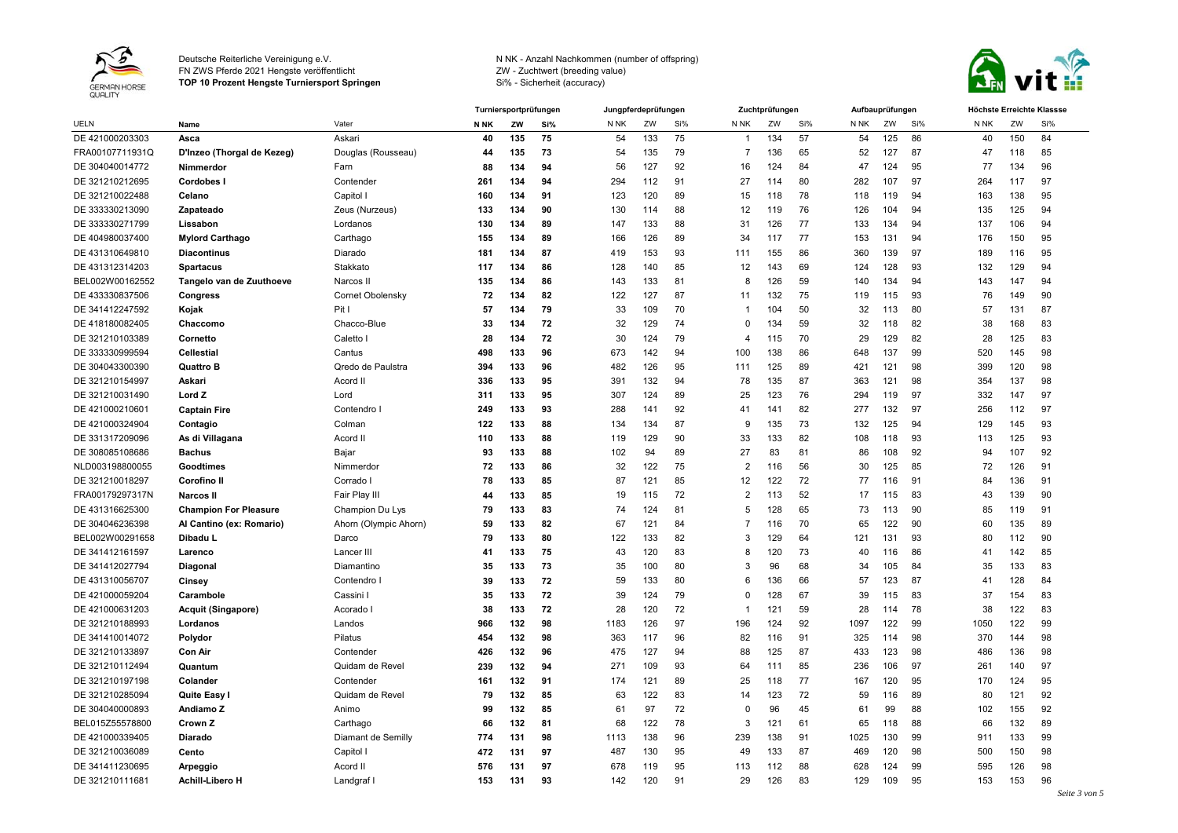Deutsche Reiterliche Vereinigung e.V.
FN ZWS Pferde 2021 Hengste veröffentlicht
**TOP 10 Prozent Hengste Turniersport Springen**

N NK - Anzahl Nachkommen (number of offspring)
ZW - Zuchtwert (breeding value)
Si% - Sicherheit (accuracy)

| | | | Turniersportprüfungen | | | Jungpferdeprüfungen | | | Zuchtprüfungen | | | Aufbauprüfungen | | | Höchste Erreichte Klassse | | |
|---|---|---|---|---|---|---|---|---|---|---|---|---|---|---|---|---|---|
| UELN | Name | Vater | N NK | ZW | Si% | N NK | ZW | Si% | N NK | ZW | Si% | N NK | ZW | Si% | N NK | ZW | Si% |
| DE 421000203303 | **Asca** | Askari | **40** | **135** | **75** | 54 | 133 | 75 | 1 | 134 | 57 | 54 | 125 | 86 | 40 | 150 | 84 |
| FRA00107711931Q | **D'Inzeo (Thorgal de Kezeg)** | Douglas (Rousseau) | **44** | **135** | **73** | 54 | 135 | 79 | 7 | 136 | 65 | 52 | 127 | 87 | 47 | 118 | 85 |
| DE 304040014772 | **Nimmerdor** | Farn | **88** | **134** | **94** | 56 | 127 | 92 | 16 | 124 | 84 | 47 | 124 | 95 | 77 | 134 | 96 |
| DE 321210212695 | **Cordobes I** | Contender | **261** | **134** | **94** | 294 | 112 | 91 | 27 | 114 | 80 | 282 | 107 | 97 | 264 | 117 | 97 |
| DE 321210022488 | **Celano** | Capitol I | **160** | **134** | **91** | 123 | 120 | 89 | 15 | 118 | 78 | 118 | 119 | 94 | 163 | 138 | 95 |
| DE 333330213090 | **Zapateado** | Zeus (Nurzeus) | **133** | **134** | **90** | 130 | 114 | 88 | 12 | 119 | 76 | 126 | 104 | 94 | 135 | 125 | 94 |
| DE 333330271799 | **Lissabon** | Lordanos | **130** | **134** | **89** | 147 | 133 | 88 | 31 | 126 | 77 | 133 | 134 | 94 | 137 | 106 | 94 |
| DE 404980037400 | **Mylord Carthago** | Carthago | **155** | **134** | **89** | 166 | 126 | 89 | 34 | 117 | 77 | 153 | 131 | 94 | 176 | 150 | 95 |
| DE 431310649810 | **Diacontinus** | Diarado | **181** | **134** | **87** | 419 | 153 | 93 | 111 | 155 | 86 | 360 | 139 | 97 | 189 | 116 | 95 |
| DE 431312314203 | **Spartacus** | Stakkato | **117** | **134** | **86** | 128 | 140 | 85 | 12 | 143 | 69 | 124 | 128 | 93 | 132 | 129 | 94 |
| BEL002W00162552 | **Tangelo van de Zuuthoeve** | Narcos II | **135** | **134** | **86** | 143 | 133 | 81 | 8 | 126 | 59 | 140 | 134 | 94 | 143 | 147 | 94 |
| DE 433330837506 | **Congress** | Cornet Obolensky | **72** | **134** | **82** | 122 | 127 | 87 | 11 | 132 | 75 | 119 | 115 | 93 | 76 | 149 | 90 |
| DE 341412247592 | **Kojak** | Pit I | **57** | **134** | **79** | 33 | 109 | 70 | 1 | 104 | 50 | 32 | 113 | 80 | 57 | 131 | 87 |
| DE 418180082405 | **Chaccomo** | Chacco-Blue | **33** | **134** | **72** | 32 | 129 | 74 | 0 | 134 | 59 | 32 | 118 | 82 | 38 | 168 | 83 |
| DE 321210103389 | **Cornetto** | Caletto I | **28** | **134** | **72** | 30 | 124 | 79 | 4 | 115 | 70 | 29 | 129 | 82 | 28 | 125 | 83 |
| DE 333330999594 | **Cellestial** | Cantus | **498** | **133** | **96** | 673 | 142 | 94 | 100 | 138 | 86 | 648 | 137 | 99 | 520 | 145 | 98 |
| DE 304043300390 | **Quattro B** | Qredo de Paulstra | **394** | **133** | **96** | 482 | 126 | 95 | 111 | 125 | 89 | 421 | 121 | 98 | 399 | 120 | 98 |
| DE 321210154997 | **Askari** | Acord II | **336** | **133** | **95** | 391 | 132 | 94 | 78 | 135 | 87 | 363 | 121 | 98 | 354 | 137 | 98 |
| DE 321210031490 | **Lord Z** | Lord | **311** | **133** | **95** | 307 | 124 | 89 | 25 | 123 | 76 | 294 | 119 | 97 | 332 | 147 | 97 |
| DE 421000210601 | **Captain Fire** | Contendro I | **249** | **133** | **93** | 288 | 141 | 92 | 41 | 141 | 82 | 277 | 132 | 97 | 256 | 112 | 97 |
| DE 421000324904 | **Contagio** | Colman | **122** | **133** | **88** | 134 | 134 | 87 | 9 | 135 | 73 | 132 | 125 | 94 | 129 | 145 | 93 |
| DE 331317209096 | **As di Villagana** | Acord II | **110** | **133** | **88** | 119 | 129 | 90 | 33 | 133 | 82 | 108 | 118 | 93 | 113 | 125 | 93 |
| DE 308085108686 | **Bachus** | Bajar | **93** | **133** | **88** | 102 | 94 | 89 | 27 | 83 | 81 | 86 | 108 | 92 | 94 | 107 | 92 |
| NLD003198800055 | **Goodtimes** | Nimmerdor | **72** | **133** | **86** | 32 | 122 | 75 | 2 | 116 | 56 | 30 | 125 | 85 | 72 | 126 | 91 |
| DE 321210018297 | **Corofino II** | Corrado I | **78** | **133** | **85** | 87 | 121 | 85 | 12 | 122 | 72 | 77 | 116 | 91 | 84 | 136 | 91 |
| FRA00179297317N | **Narcos II** | Fair Play III | **44** | **133** | **85** | 19 | 115 | 72 | 2 | 113 | 52 | 17 | 115 | 83 | 43 | 139 | 90 |
| DE 431316625300 | **Champion For Pleasure** | Champion Du Lys | **79** | **133** | **83** | 74 | 124 | 81 | 5 | 128 | 65 | 73 | 113 | 90 | 85 | 119 | 91 |
| DE 304046236398 | **Al Cantino (ex: Romario)** | Ahorn (Olympic Ahorn) | **59** | **133** | **82** | 67 | 121 | 84 | 7 | 116 | 70 | 65 | 122 | 90 | 60 | 135 | 89 |
| BEL002W00291658 | **Dibadu L** | Darco | **79** | **133** | **80** | 122 | 133 | 82 | 3 | 129 | 64 | 121 | 131 | 93 | 80 | 112 | 90 |
| DE 341412161597 | **Larenco** | Lancer III | **41** | **133** | **75** | 43 | 120 | 83 | 8 | 120 | 73 | 40 | 116 | 86 | 41 | 142 | 85 |
| DE 341412027794 | **Diagonal** | Diamantino | **35** | **133** | **73** | 35 | 100 | 80 | 3 | 96 | 68 | 34 | 105 | 84 | 35 | 133 | 83 |
| DE 431310056707 | **Cinsey** | Contendro I | **39** | **133** | **72** | 59 | 133 | 80 | 6 | 136 | 66 | 57 | 123 | 87 | 41 | 128 | 84 |
| DE 421000059204 | **Carambole** | Cassini I | **35** | **133** | **72** | 39 | 124 | 79 | 0 | 128 | 67 | 39 | 115 | 83 | 37 | 154 | 83 |
| DE 421000631203 | **Acquit (Singapore)** | Acorado I | **38** | **133** | **72** | 28 | 120 | 72 | 1 | 121 | 59 | 28 | 114 | 78 | 38 | 122 | 83 |
| DE 321210188993 | **Lordanos** | Landos | **966** | **132** | **98** | 1183 | 126 | 97 | 196 | 124 | 92 | 1097 | 122 | 99 | 1050 | 122 | 99 |
| DE 341410014072 | **Polydor** | Pilatus | **454** | **132** | **98** | 363 | 117 | 96 | 82 | 116 | 91 | 325 | 114 | 98 | 370 | 144 | 98 |
| DE 321210133897 | **Con Air** | Contender | **426** | **132** | **96** | 475 | 127 | 94 | 88 | 125 | 87 | 433 | 123 | 98 | 486 | 136 | 98 |
| DE 321210112494 | **Quantum** | Quidam de Revel | **239** | **132** | **94** | 271 | 109 | 93 | 64 | 111 | 85 | 236 | 106 | 97 | 261 | 140 | 97 |
| DE 321210197198 | **Colander** | Contender | **161** | **132** | **91** | 174 | 121 | 89 | 25 | 118 | 77 | 167 | 120 | 95 | 170 | 124 | 95 |
| DE 321210285094 | **Quite Easy I** | Quidam de Revel | **79** | **132** | **85** | 63 | 122 | 83 | 14 | 123 | 72 | 59 | 116 | 89 | 80 | 121 | 92 |
| DE 304040000893 | **Andiamo Z** | Animo | **99** | **132** | **85** | 61 | 97 | 72 | 0 | 96 | 45 | 61 | 99 | 88 | 102 | 155 | 92 |
| BEL015Z55578800 | **Crown Z** | Carthago | **66** | **132** | **81** | 68 | 122 | 78 | 3 | 121 | 61 | 65 | 118 | 88 | 66 | 132 | 89 |
| DE 421000339405 | **Diarado** | Diamant de Semilly | **774** | **131** | **98** | 1113 | 138 | 96 | 239 | 138 | 91 | 1025 | 130 | 99 | 911 | 133 | 99 |
| DE 321210036089 | **Cento** | Capitol I | **472** | **131** | **97** | 487 | 130 | 95 | 49 | 133 | 87 | 469 | 120 | 98 | 500 | 150 | 98 |
| DE 341411230695 | **Arpeggio** | Acord II | **576** | **131** | **97** | 678 | 119 | 95 | 113 | 112 | 88 | 628 | 124 | 99 | 595 | 126 | 98 |
| DE 321210111681 | **Achill-Libero H** | Landgraf I | **153** | **131** | **93** | 142 | 120 | 91 | 29 | 126 | 83 | 129 | 109 | 95 | 153 | 153 | 96 |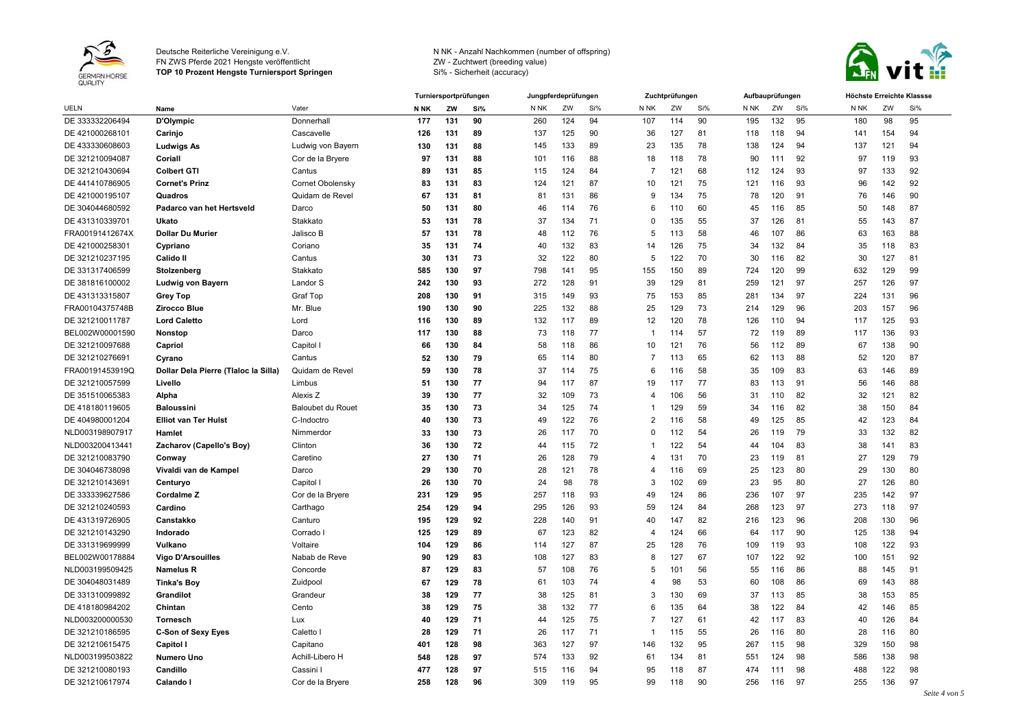Deutsche Reiterliche Vereinigung e.V.
FN ZWS Pferde 2021 Hengste veröffentlicht
**TOP 10 Prozent Hengste Turniersport Springen**

N NK - Anzahl Nachkommen (number of offspring)
ZW - Zuchtwert (breeding value)
Si% - Sicherheit (accuracy)

| | | | Turniersportprüfungen | | | Jungpferdeprüfungen | | | Zuchtprüfungen | | | Aufbauprüfungen | | | Höchste Erreichte Klassse | | |
|---|---|---|---|---|---|---|---|---|---|---|---|---|---|---|---|---|---|
| UELN | Name | Vater | N NK | ZW | Si% | N NK | ZW | Si% | N NK | ZW | Si% | N NK | ZW | Si% | N NK | ZW | Si% |
| DE 333332206494 | **D'Olympic** | Donnerhall | **177** | **131** | **90** | 260 | 124 | 94 | 107 | 114 | 90 | 195 | 132 | 95 | 180 | 98 | 95 |
| DE 421000268101 | **Carinjo** | Cascavelle | **126** | **131** | **89** | 137 | 125 | 90 | 36 | 127 | 81 | 118 | 118 | 94 | 141 | 154 | 94 |
| DE 433330608603 | **Ludwigs As** | Ludwig von Bayern | **130** | **131** | **88** | 145 | 133 | 89 | 23 | 135 | 78 | 138 | 124 | 94 | 137 | 121 | 94 |
| DE 321210094087 | **Coriall** | Cor de la Bryere | **97** | **131** | **88** | 101 | 116 | 88 | 18 | 118 | 78 | 90 | 111 | 92 | 97 | 119 | 93 |
| DE 321210430694 | **Colbert GTI** | Cantus | **89** | **131** | **85** | 115 | 124 | 84 | 7 | 121 | 68 | 112 | 124 | 93 | 97 | 133 | 92 |
| DE 441410786905 | **Cornet's Prinz** | Cornet Obolensky | **83** | **131** | **83** | 124 | 121 | 87 | 10 | 121 | 75 | 121 | 116 | 93 | 96 | 142 | 92 |
| DE 421000195107 | **Quadros** | Quidam de Revel | **67** | **131** | **81** | 81 | 131 | 86 | 9 | 134 | 75 | 78 | 120 | 91 | 76 | 146 | 90 |
| DE 304044680592 | **Padarco van het Hertsveld** | Darco | **50** | **131** | **80** | 46 | 114 | 76 | 6 | 110 | 60 | 45 | 116 | 85 | 50 | 148 | 87 |
| DE 431310339701 | **Ukato** | Stakkato | **53** | **131** | **78** | 37 | 134 | 71 | 0 | 135 | 55 | 37 | 126 | 81 | 55 | 143 | 87 |
| FRA00191412674X | **Dollar Du Murier** | Jalisco B | **57** | **131** | **78** | 48 | 112 | 76 | 5 | 113 | 58 | 46 | 107 | 86 | 63 | 163 | 88 |
| DE 421000258301 | **Cypriano** | Coriano | **35** | **131** | **74** | 40 | 132 | 83 | 14 | 126 | 75 | 34 | 132 | 84 | 35 | 118 | 83 |
| DE 321210237195 | **Calido II** | Cantus | **30** | **131** | **73** | 32 | 122 | 80 | 5 | 122 | 70 | 30 | 116 | 82 | 30 | 127 | 81 |
| DE 331317406599 | **Stolzenberg** | Stakkato | **585** | **130** | **97** | 798 | 141 | 95 | 155 | 150 | 89 | 724 | 120 | 99 | 632 | 129 | 99 |
| DE 381816100002 | **Ludwig von Bayern** | Landor S | **242** | **130** | **93** | 272 | 128 | 91 | 39 | 129 | 81 | 259 | 121 | 97 | 257 | 126 | 97 |
| DE 431313315807 | **Grey Top** | Graf Top | **208** | **130** | **91** | 315 | 149 | 93 | 75 | 153 | 85 | 281 | 134 | 97 | 224 | 131 | 96 |
| FRA00104375748B | **Zirocco Blue** | Mr. Blue | **190** | **130** | **90** | 225 | 132 | 88 | 25 | 129 | 73 | 214 | 129 | 96 | 203 | 157 | 96 |
| DE 321210011787 | **Lord Caletto** | Lord | **116** | **130** | **89** | 132 | 117 | 89 | 12 | 120 | 78 | 126 | 110 | 94 | 117 | 125 | 93 |
| BEL002W00001590 | **Nonstop** | Darco | **117** | **130** | **88** | 73 | 118 | 77 | 1 | 114 | 57 | 72 | 119 | 89 | 117 | 136 | 93 |
| DE 321210097688 | **Capriol** | Capitol I | **66** | **130** | **84** | 58 | 118 | 86 | 10 | 121 | 76 | 56 | 112 | 89 | 67 | 138 | 90 |
| DE 321210276691 | **Cyrano** | Cantus | **52** | **130** | **79** | 65 | 114 | 80 | 7 | 113 | 65 | 62 | 113 | 88 | 52 | 120 | 87 |
| FRA00191453919Q | **Dollar Dela Pierre (Tlaloc la Silla)** | Quidam de Revel | **59** | **130** | **78** | 37 | 114 | 75 | 6 | 116 | 58 | 35 | 109 | 83 | 63 | 146 | 89 |
| DE 321210057599 | **Livello** | Limbus | **51** | **130** | **77** | 94 | 117 | 87 | 19 | 117 | 77 | 83 | 113 | 91 | 56 | 146 | 88 |
| DE 351510065383 | **Alpha** | Alexis Z | **39** | **130** | **77** | 32 | 109 | 73 | 4 | 106 | 56 | 31 | 110 | 82 | 32 | 121 | 82 |
| DE 418180119605 | **Baloussini** | Baloubet du Rouet | **35** | **130** | **73** | 34 | 125 | 74 | 1 | 129 | 59 | 34 | 116 | 82 | 38 | 150 | 84 |
| DE 404980001204 | **Elliot van Ter Hulst** | C-Indoctro | **40** | **130** | **73** | 49 | 122 | 76 | 2 | 116 | 58 | 49 | 125 | 85 | 42 | 123 | 84 |
| NLD003198907917 | **Hamlet** | Nimmerdor | **33** | **130** | **73** | 26 | 117 | 70 | 0 | 112 | 54 | 26 | 119 | 79 | 33 | 132 | 82 |
| NLD003200413441 | **Zacharov (Capello's Boy)** | Clinton | **36** | **130** | **72** | 44 | 115 | 72 | 1 | 122 | 54 | 44 | 104 | 83 | 38 | 141 | 83 |
| DE 321210083790 | **Conway** | Caretino | **27** | **130** | **71** | 26 | 128 | 79 | 4 | 131 | 70 | 23 | 119 | 81 | 27 | 129 | 79 |
| DE 304046738098 | **Vivaldi van de Kampel** | Darco | **29** | **130** | **70** | 28 | 121 | 78 | 4 | 116 | 69 | 25 | 123 | 80 | 29 | 130 | 80 |
| DE 321210143691 | **Centuryo** | Capitol I | **26** | **130** | **70** | 24 | 98 | 78 | 3 | 102 | 69 | 23 | 95 | 80 | 27 | 126 | 80 |
| DE 333339627586 | **Cordalme Z** | Cor de la Bryere | **231** | **129** | **95** | 257 | 118 | 93 | 49 | 124 | 86 | 236 | 107 | 97 | 235 | 142 | 97 |
| DE 321210240593 | **Cardino** | Carthago | **254** | **129** | **94** | 295 | 126 | 93 | 59 | 124 | 84 | 268 | 123 | 97 | 273 | 118 | 97 |
| DE 431319726905 | **Canstakko** | Canturo | **195** | **129** | **92** | 228 | 140 | 91 | 40 | 147 | 82 | 216 | 123 | 96 | 208 | 130 | 96 |
| DE 321210143290 | **Indorado** | Corrado I | **125** | **129** | **89** | 67 | 123 | 82 | 4 | 124 | 66 | 64 | 117 | 90 | 125 | 138 | 94 |
| DE 331319699999 | **Vulkano** | Voltaire | **104** | **129** | **86** | 114 | 127 | 87 | 25 | 128 | 76 | 109 | 119 | 93 | 108 | 122 | 93 |
| BEL002W00178884 | **Vigo D'Arsouilles** | Nabab de Reve | **90** | **129** | **83** | 108 | 127 | 83 | 8 | 127 | 67 | 107 | 122 | 92 | 100 | 151 | 92 |
| NLD003199509425 | **Namelus R** | Concorde | **87** | **129** | **83** | 57 | 108 | 76 | 5 | 101 | 56 | 55 | 116 | 86 | 88 | 145 | 91 |
| DE 304048031489 | **Tinka's Boy** | Zuidpool | **67** | **129** | **78** | 61 | 103 | 74 | 4 | 98 | 53 | 60 | 108 | 86 | 69 | 143 | 88 |
| DE 331310099892 | **Grandilot** | Grandeur | **38** | **129** | **77** | 38 | 125 | 81 | 3 | 130 | 69 | 37 | 113 | 85 | 38 | 153 | 85 |
| DE 418180984202 | **Chintan** | Cento | **38** | **129** | **75** | 38 | 132 | 77 | 6 | 135 | 64 | 38 | 122 | 84 | 42 | 146 | 85 |
| NLD003200000530 | **Tornesch** | Lux | **40** | **129** | **71** | 44 | 125 | 75 | 7 | 127 | 61 | 42 | 117 | 83 | 40 | 126 | 84 |
| DE 321210186595 | **C-Son of Sexy Eyes** | Caletto I | **28** | **129** | **71** | 26 | 117 | 71 | 1 | 115 | 55 | 26 | 116 | 80 | 28 | 116 | 80 |
| DE 321210615475 | **Capitol I** | Capitano | **401** | **128** | **98** | 363 | 127 | 97 | 146 | 132 | 95 | 267 | 115 | 98 | 329 | 150 | 98 |
| NLD003199503822 | **Numero Uno** | Achill-Libero H | **548** | **128** | **97** | 574 | 133 | 92 | 61 | 134 | 81 | 551 | 124 | 98 | 586 | 138 | 98 |
| DE 321210080193 | **Candillo** | Cassini I | **477** | **128** | **97** | 515 | 116 | 94 | 95 | 118 | 87 | 474 | 111 | 98 | 488 | 122 | 98 |
| DE 321210617974 | **Calando I** | Cor de la Bryere | **258** | **128** | **96** | 309 | 119 | 95 | 99 | 118 | 90 | 256 | 116 | 97 | 255 | 136 | 97 |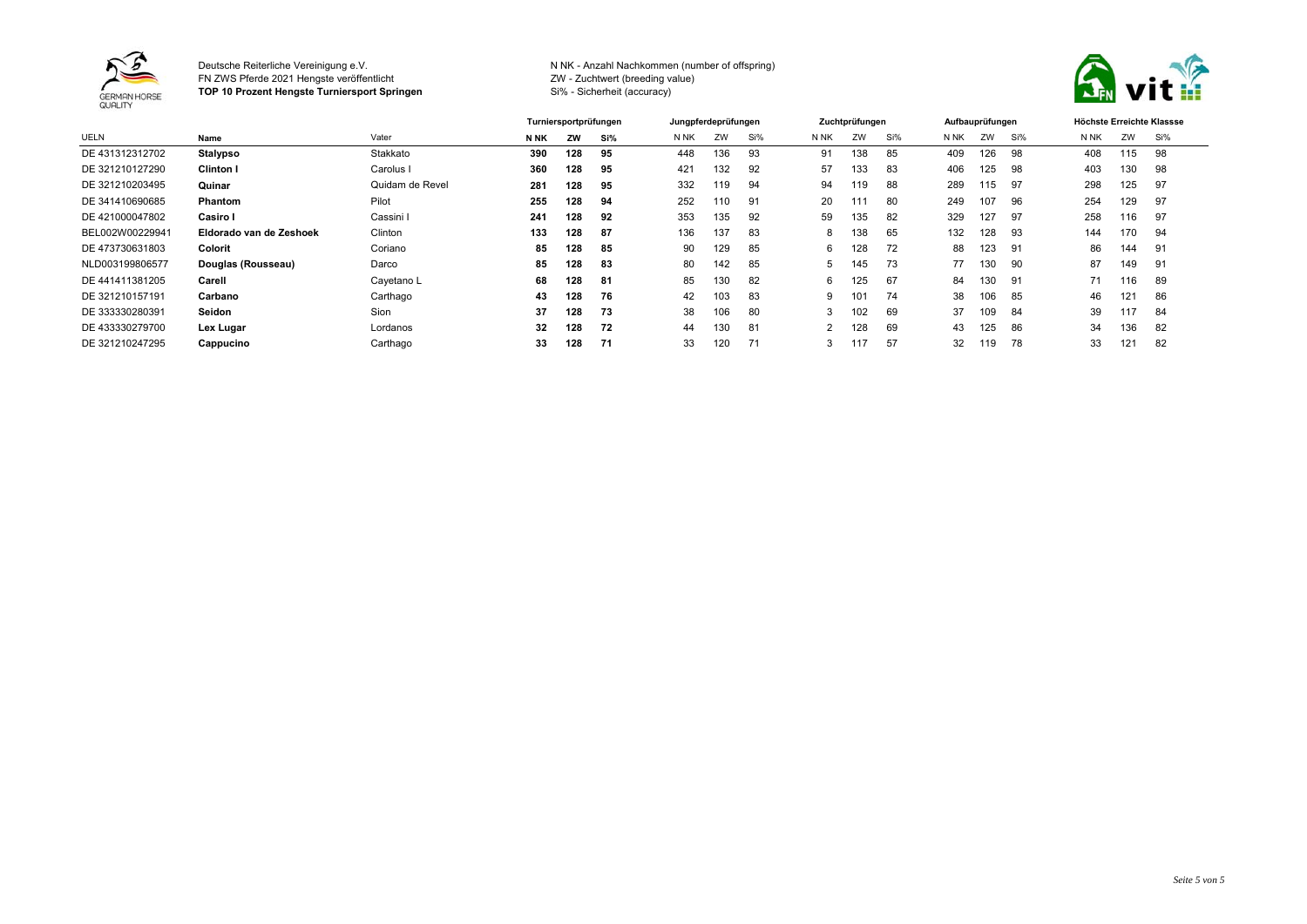Deutsche Reiterliche Vereinigung e.V.
FN ZWS Pferde 2021 Hengste veröffentlicht
**TOP 10 Prozent Hengste Turniersport Springen**

N NK - Anzahl Nachkommen (number of offspring)
ZW - Zuchtwert (breeding value)
Si% - Sicherheit (accuracy)

| | | | **Turniersportprüfungen** | | | **Jungpferdeprüfungen** | | | **Zuchtprüfungen** | | | **Aufbauprüfungen** | | | **Höchste Erreichte Klassse** | | |
|---|---|---|---|---|---|---|---|---|---|---|---|---|---|---|---|---|---|
| UELN | **Name** | Vater | **N NK** | **ZW** | **Si%** | N NK | ZW | Si% | N NK | ZW | Si% | N NK | ZW | Si% | N NK | ZW | Si% |
| DE 431312312702 | **Stalypso** | Stakkato | **390** | **128** | **95** | 448 | 136 | 93 | 91 | 138 | 85 | 409 | 126 | 98 | 408 | 115 | 98 |
| DE 321210127290 | **Clinton I** | Carolus I | **360** | **128** | **95** | 421 | 132 | 92 | 57 | 133 | 83 | 406 | 125 | 98 | 403 | 130 | 98 |
| DE 321210203495 | **Quinar** | Quidam de Revel | **281** | **128** | **95** | 332 | 119 | 94 | 94 | 119 | 88 | 289 | 115 | 97 | 298 | 125 | 97 |
| DE 341410690685 | **Phantom** | Pilot | **255** | **128** | **94** | 252 | 110 | 91 | 20 | 111 | 80 | 249 | 107 | 96 | 254 | 129 | 97 |
| DE 421000047802 | **Casiro I** | Cassini I | **241** | **128** | **92** | 353 | 135 | 92 | 59 | 135 | 82 | 329 | 127 | 97 | 258 | 116 | 97 |
| BEL002W00229941 | **Eldorado van de Zeshoek** | Clinton | **133** | **128** | **87** | 136 | 137 | 83 | 8 | 138 | 65 | 132 | 128 | 93 | 144 | 170 | 94 |
| DE 473730631803 | **Colorit** | Coriano | **85** | **128** | **85** | 90 | 129 | 85 | 6 | 128 | 72 | 88 | 123 | 91 | 86 | 144 | 91 |
| NLD003199806577 | **Douglas (Rousseau)** | Darco | **85** | **128** | **83** | 80 | 142 | 85 | 5 | 145 | 73 | 77 | 130 | 90 | 87 | 149 | 91 |
| DE 441411381205 | **Carell** | Cayetano L | **68** | **128** | **81** | 85 | 130 | 82 | 6 | 125 | 67 | 84 | 130 | 91 | 71 | 116 | 89 |
| DE 321210157191 | **Carbano** | Carthago | **43** | **128** | **76** | 42 | 103 | 83 | 9 | 101 | 74 | 38 | 106 | 85 | 46 | 121 | 86 |
| DE 333330280391 | **Seidon** | Sion | **37** | **128** | **73** | 38 | 106 | 80 | 3 | 102 | 69 | 37 | 109 | 84 | 39 | 117 | 84 |
| DE 433330279700 | **Lex Lugar** | Lordanos | **32** | **128** | **72** | 44 | 130 | 81 | 2 | 128 | 69 | 43 | 125 | 86 | 34 | 136 | 82 |
| DE 321210247295 | **Cappucino** | Carthago | **33** | **128** | **71** | 33 | 120 | 71 | 3 | 117 | 57 | 32 | 119 | 78 | 33 | 121 | 82 |